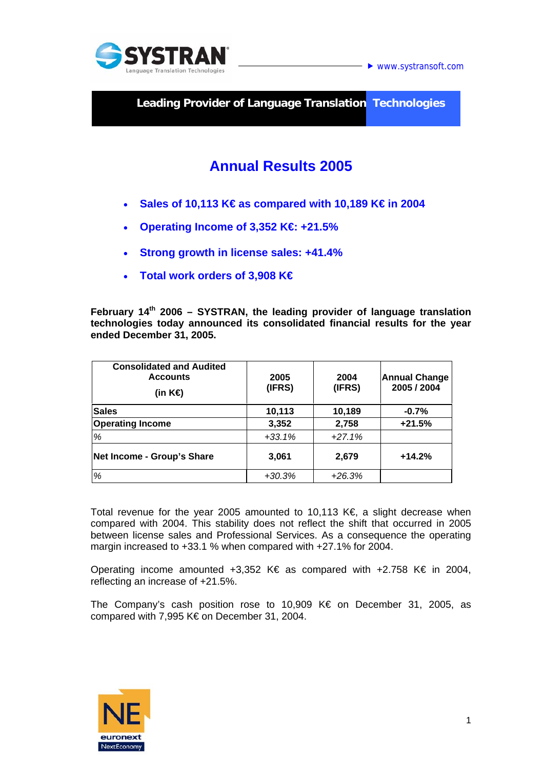**Leading Provider of Language Translation Technologies**

# Annual Results 2005

- **Sales of 10,113 K€ as compared with 10,189 K€ in 2004**
- **Operating Income of 3,352 K€: +21.5%**
- **Strong growth in license sales: +41.4%**
- **Total work orders of 3,908 K€**

**February 14th 2006 – SYSTRAN, the leading provider of language translation technologies today announced its consolidated financial results for the year ended December 31, 2005.**

| Consolidated and Audited Accounts (in K€) | 2005 (IFRS) | 2004 (IFRS) | Annual Change 2005 / 2004 |
|---|---|---|---|
| **Sales** | **10,113** | **10,189** | **-0.7%** |
| **Operating Income** | **3,352** | **2,758** | **+21.5%** |
| *%* | *+33.1%* | *+27.1%* | |
| **Net Income - Group's Share** | **3,061** | **2,679** | **+14.2%** |
| *%* | *+30.3%* | *+26.3%* | |

Total revenue for the year 2005 amounted to 10,113 K€, a slight decrease when compared with 2004. This stability does not reflect the shift that occurred in 2005 between license sales and Professional Services. As a consequence the operating margin increased to +33.1 % when compared with +27.1% for 2004.

Operating income amounted +3,352 K€ as compared with +2.758 K€ in 2004, reflecting an increase of +21.5%.

The Company's cash position rose to 10,909 K€ on December 31, 2005, as compared with 7,995 K€ on December 31, 2004.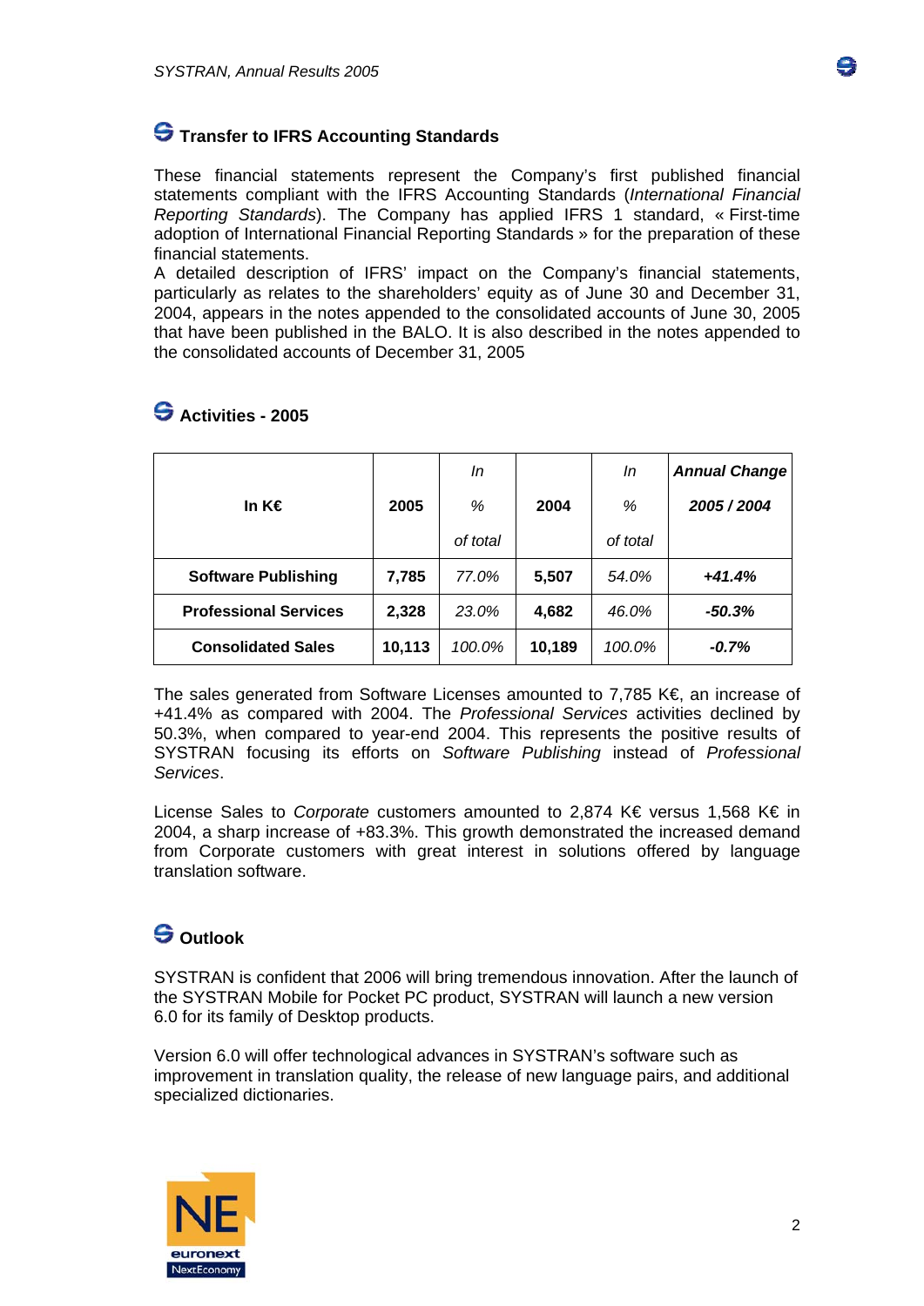## Transfer to IFRS Accounting Standards

These financial statements represent the Company's first published financial statements compliant with the IFRS Accounting Standards (*International Financial Reporting Standards*). The Company has applied IFRS 1 standard, « First-time adoption of International Financial Reporting Standards » for the preparation of these financial statements.
A detailed description of IFRS' impact on the Company's financial statements, particularly as relates to the shareholders' equity as of June 30 and December 31, 2004, appears in the notes appended to the consolidated accounts of June 30, 2005 that have been published in the BALO. It is also described in the notes appended to the consolidated accounts of December 31, 2005

## Activities - 2005

| In K€ | 2005 | *In % of total* | 2004 | *In % of total* | ***Annual Change 2005 / 2004*** |
|---|---|---|---|---|---|
| **Software Publishing** | **7,785** | *77.0%* | **5,507** | *54.0%* | ***+41.4%*** |
| **Professional Services** | **2,328** | *23.0%* | **4,682** | *46.0%* | ***-50.3%*** |
| **Consolidated Sales** | **10,113** | *100.0%* | **10,189** | *100.0%* | ***-0.7%*** |

The sales generated from Software Licenses amounted to 7,785 K€, an increase of +41.4% as compared with 2004. The *Professional Services* activities declined by 50.3%, when compared to year-end 2004. This represents the positive results of SYSTRAN focusing its efforts on *Software Publishing* instead of *Professional Services*.

License Sales to *Corporate* customers amounted to 2,874 K€ versus 1,568 K€ in 2004, a sharp increase of +83.3%. This growth demonstrated the increased demand from Corporate customers with great interest in solutions offered by language translation software.

## Outlook

SYSTRAN is confident that 2006 will bring tremendous innovation. After the launch of the SYSTRAN Mobile for Pocket PC product, SYSTRAN will launch a new version 6.0 for its family of Desktop products.

Version 6.0 will offer technological advances in SYSTRAN's software such as improvement in translation quality, the release of new language pairs, and additional specialized dictionaries.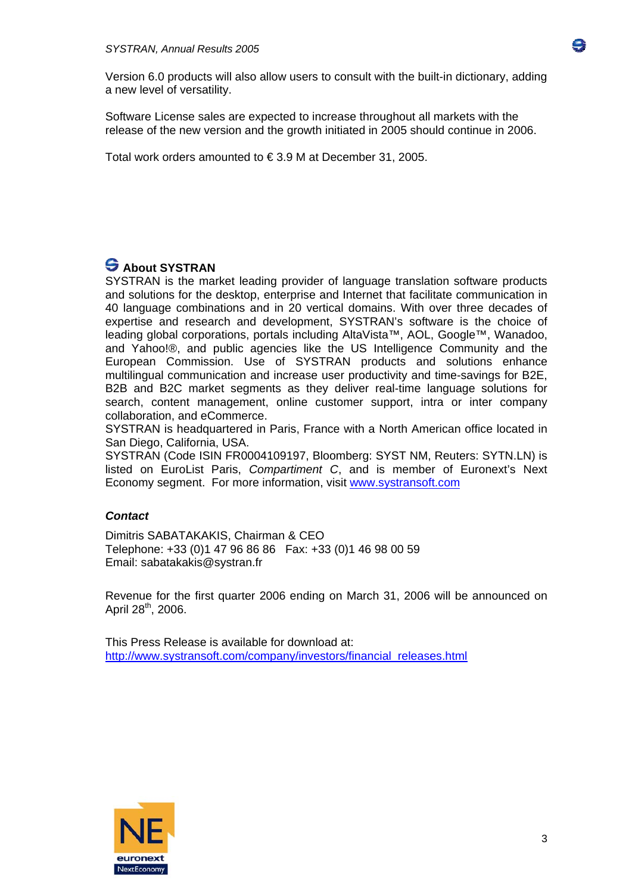Version 6.0 products will also allow users to consult with the built-in dictionary, adding a new level of versatility.

Software License sales are expected to increase throughout all markets with the release of the new version and the growth initiated in 2005 should continue in 2006.

Total work orders amounted to € 3.9 M at December 31, 2005.

## About SYSTRAN

SYSTRAN is the market leading provider of language translation software products and solutions for the desktop, enterprise and Internet that facilitate communication in 40 language combinations and in 20 vertical domains. With over three decades of expertise and research and development, SYSTRAN's software is the choice of leading global corporations, portals including AltaVista™, AOL, Google™, Wanadoo, and Yahoo!®, and public agencies like the US Intelligence Community and the European Commission. Use of SYSTRAN products and solutions enhance multilingual communication and increase user productivity and time-savings for B2E, B2B and B2C market segments as they deliver real-time language solutions for search, content management, online customer support, intra or inter company collaboration, and eCommerce.
SYSTRAN is headquartered in Paris, France with a North American office located in San Diego, California, USA.
SYSTRAN (Code ISIN FR0004109197, Bloomberg: SYST NM, Reuters: SYTN.LN) is listed on EuroList Paris, *Compartiment C*, and is member of Euronext's Next Economy segment. For more information, visit www.systransoft.com

***Contact***

Dimitris SABATAKAKIS, Chairman & CEO
Telephone: +33 (0)1 47 96 86 86 Fax: +33 (0)1 46 98 00 59
Email: sabatakakis@systran.fr

Revenue for the first quarter 2006 ending on March 31, 2006 will be announced on April 28th, 2006.

This Press Release is available for download at:
http://www.systransoft.com/company/investors/financial_releases.html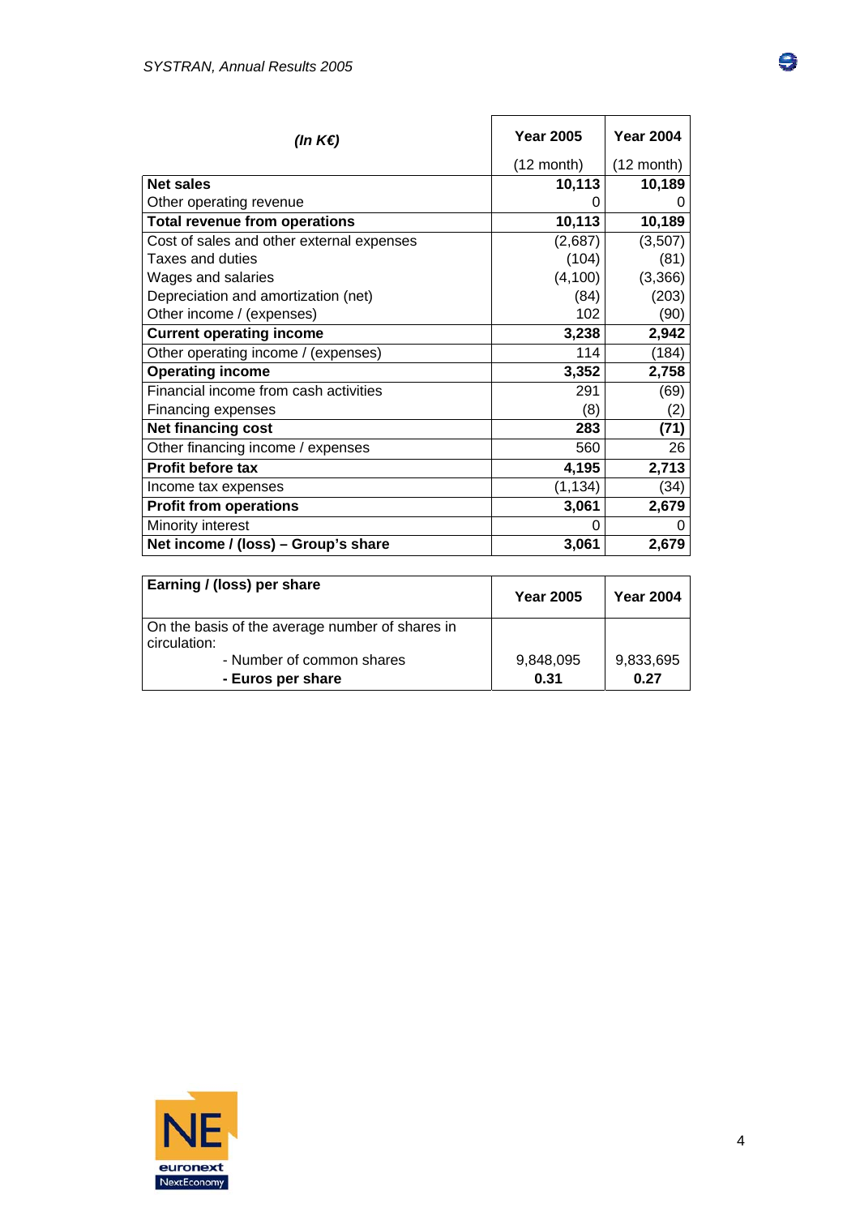| *(In K€)* | Year 2005 (12 month) | Year 2004 (12 month) |
|---|---|---|
| **Net sales** | **10,113** | **10,189** |
| Other operating revenue | 0 | 0 |
| **Total revenue from operations** | **10,113** | **10,189** |
| Cost of sales and other external expenses | (2,687) | (3,507) |
| Taxes and duties | (104) | (81) |
| Wages and salaries | (4,100) | (3,366) |
| Depreciation and amortization (net) | (84) | (203) |
| Other income / (expenses) | 102 | (90) |
| **Current operating income** | **3,238** | **2,942** |
| Other operating income / (expenses) | 114 | (184) |
| **Operating income** | **3,352** | **2,758** |
| Financial income from cash activities | 291 | (69) |
| Financing expenses | (8) | (2) |
| **Net financing cost** | **283** | **(71)** |
| Other financing income / expenses | 560 | 26 |
| **Profit before tax** | **4,195** | **2,713** |
| Income tax expenses | (1,134) | (34) |
| **Profit from operations** | **3,061** | **2,679** |
| Minority interest | 0 | 0 |
| **Net income / (loss) – Group's share** | **3,061** | **2,679** |

| **Earning / (loss) per share** | **Year 2005** | **Year 2004** |
|---|---|---|
| On the basis of the average number of shares in circulation: | | |
| - Number of common shares | 9,848,095 | 9,833,695 |
| **- Euros per share** | **0.31** | **0.27** |